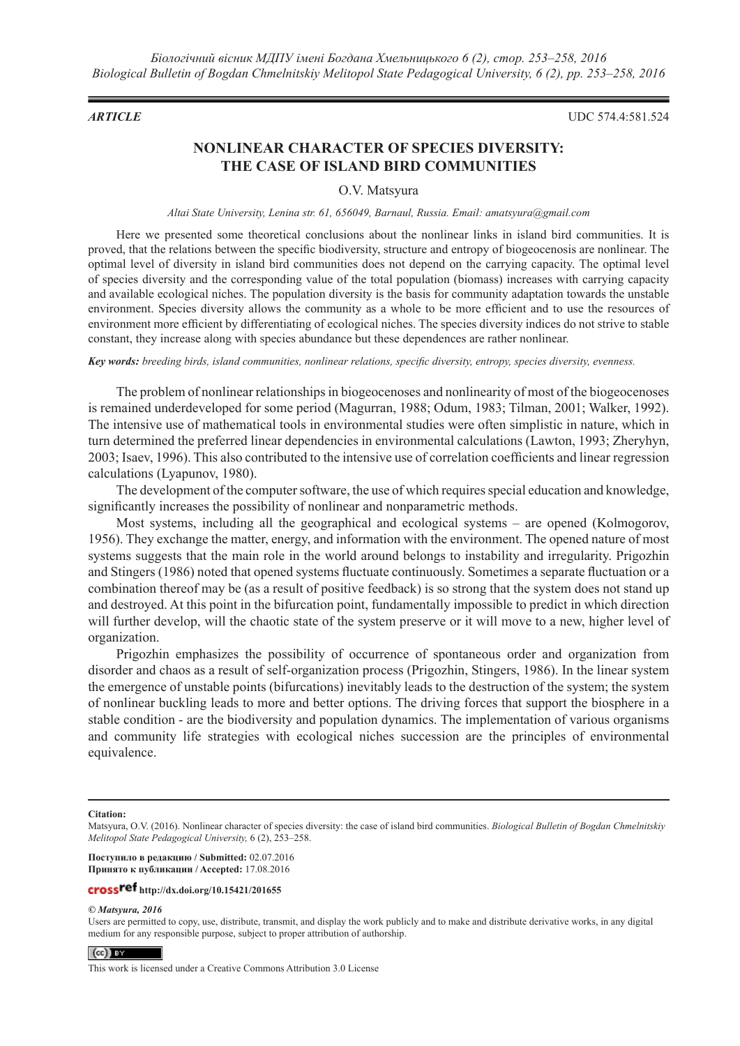*ARTICLE* UDC 574.4:581.524

# NONLINEAR CHARACTER OF SPECIES DIVERSITY: THE CASE OF ISLAND BIRD COMMUNITIES

O.V. Matsyura

*Altai State University, Lenina str. 61, 656049, Barnaul, Russia. Email: amatsyura@gmail.com*

Here we presented some theoretical conclusions about the nonlinear links in island bird communities. It is proved, that the relations between the specific biodiversity, structure and entropy of biogeocenosis are nonlinear. The optimal level of diversity in island bird communities does not depend on the carrying capacity. The optimal level of species diversity and the corresponding value of the total population (biomass) increases with carrying capacity and available ecological niches. The population diversity is the basis for community adaptation towards the unstable environment. Species diversity allows the community as a whole to be more efficient and to use the resources of environment more efficient by differentiating of ecological niches. The species diversity indices do not strive to stable constant, they increase along with species abundance but these dependences are rather nonlinear.

***Key words:*** *breeding birds, island communities, nonlinear relations, specific diversity, entropy, species diversity, evenness.*

The problem of nonlinear relationships in biogeocenoses and nonlinearity of most of the biogeocenoses is remained underdeveloped for some period (Magurran, 1988; Odum, 1983; Tilman, 2001; Walker, 1992). The intensive use of mathematical tools in environmental studies were often simplistic in nature, which in turn determined the preferred linear dependencies in environmental calculations (Lawton, 1993; Zheryhyn, 2003; Isaev, 1996). This also contributed to the intensive use of correlation coefficients and linear regression calculations (Lyapunov, 1980).

The development of the computer software, the use of which requires special education and knowledge, significantly increases the possibility of nonlinear and nonparametric methods.

Most systems, including all the geographical and ecological systems – are opened (Kolmogorov, 1956). They exchange the matter, energy, and information with the environment. The opened nature of most systems suggests that the main role in the world around belongs to instability and irregularity. Prigozhin and Stingers (1986) noted that opened systems fluctuate continuously. Sometimes a separate fluctuation or a combination thereof may be (as a result of positive feedback) is so strong that the system does not stand up and destroyed. At this point in the bifurcation point, fundamentally impossible to predict in which direction will further develop, will the chaotic state of the system preserve or it will move to a new, higher level of organization.

Prigozhin emphasizes the possibility of occurrence of spontaneous order and organization from disorder and chaos as a result of self-organization process (Prigozhin, Stingers, 1986). In the linear system the emergence of unstable points (bifurcations) inevitably leads to the destruction of the system; the system of nonlinear buckling leads to more and better options. The driving forces that support the biosphere in a stable condition - are the biodiversity and population dynamics. The implementation of various organisms and community life strategies with ecological niches succession are the principles of environmental equivalence.

---

**Citation:**
Matsyura, O.V. (2016). Nonlinear character of species diversity: the case of island bird communities. *Biological Bulletin of Bogdan Chmelnitskiy Melitopol State Pedagogical University,* 6 (2), 253–258.

**Поступило в редакцию / Submitted:** 02.07.2016
**Принято к публикации / Accepted:** 17.08.2016

**http://dx.doi.org/10.15421/201655**

***© Matsyura, 2016***
Users are permitted to copy, use, distribute, transmit, and display the work publicly and to make and distribute derivative works, in any digital medium for any responsible purpose, subject to proper attribution of authorship.

This work is licensed under a Creative Commons Attribution 3.0 License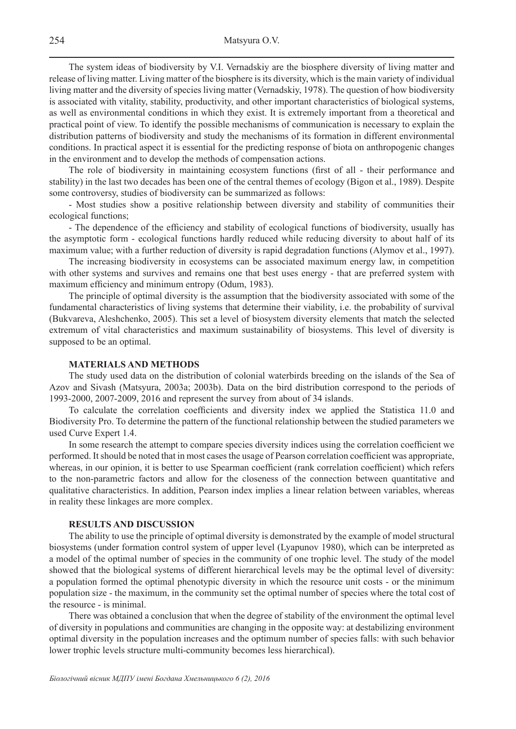The system ideas of biodiversity by V.I. Vernadskiy are the biosphere diversity of living matter and release of living matter. Living matter of the biosphere is its diversity, which is the main variety of individual living matter and the diversity of species living matter (Vernadskiy, 1978). The question of how biodiversity is associated with vitality, stability, productivity, and other important characteristics of biological systems, as well as environmental conditions in which they exist. It is extremely important from a theoretical and practical point of view. To identify the possible mechanisms of communication is necessary to explain the distribution patterns of biodiversity and study the mechanisms of its formation in different environmental conditions. In practical aspect it is essential for the predicting response of biota on anthropogenic changes in the environment and to develop the methods of compensation actions.

The role of biodiversity in maintaining ecosystem functions (first of all - their performance and stability) in the last two decades has been one of the central themes of ecology (Bigon et al., 1989). Despite some controversy, studies of biodiversity can be summarized as follows:

- Most studies show a positive relationship between diversity and stability of communities their ecological functions;
- The dependence of the efficiency and stability of ecological functions of biodiversity, usually has the asymptotic form - ecological functions hardly reduced while reducing diversity to about half of its maximum value; with a further reduction of diversity is rapid degradation functions (Alymov et al., 1997).

The increasing biodiversity in ecosystems can be associated maximum energy law, in competition with other systems and survives and remains one that best uses energy - that are preferred system with maximum efficiency and minimum entropy (Odum, 1983).

The principle of optimal diversity is the assumption that the biodiversity associated with some of the fundamental characteristics of living systems that determine their viability, i.e. the probability of survival (Bukvareva, Aleshchenko, 2005). This set a level of biosystem diversity elements that match the selected extremum of vital characteristics and maximum sustainability of biosystems. This level of diversity is supposed to be an optimal.

## MATERIALS AND METHODS

The study used data on the distribution of colonial waterbirds breeding on the islands of the Sea of Azov and Sivash (Matsyura, 2003a; 2003b). Data on the bird distribution correspond to the periods of 1993-2000, 2007-2009, 2016 and represent the survey from about of 34 islands.

To calculate the correlation coefficients and diversity index we applied the Statistica 11.0 and Biodiversity Pro. To determine the pattern of the functional relationship between the studied parameters we used Curve Expert 1.4.

In some research the attempt to compare species diversity indices using the correlation coefficient we performed. It should be noted that in most cases the usage of Pearson correlation coefficient was appropriate, whereas, in our opinion, it is better to use Spearman coefficient (rank correlation coefficient) which refers to the non-parametric factors and allow for the closeness of the connection between quantitative and qualitative characteristics. In addition, Pearson index implies a linear relation between variables, whereas in reality these linkages are more complex.

## RESULTS AND DISCUSSION

The ability to use the principle of optimal diversity is demonstrated by the example of model structural biosystems (under formation control system of upper level (Lyapunov 1980), which can be interpreted as a model of the optimal number of species in the community of one trophic level. The study of the model showed that the biological systems of different hierarchical levels may be the optimal level of diversity: a population formed the optimal phenotypic diversity in which the resource unit costs - or the minimum population size - the maximum, in the community set the optimal number of species where the total cost of the resource - is minimal.

There was obtained a conclusion that when the degree of stability of the environment the optimal level of diversity in populations and communities are changing in the opposite way: at destabilizing environment optimal diversity in the population increases and the optimum number of species falls: with such behavior lower trophic levels structure multi-community becomes less hierarchical).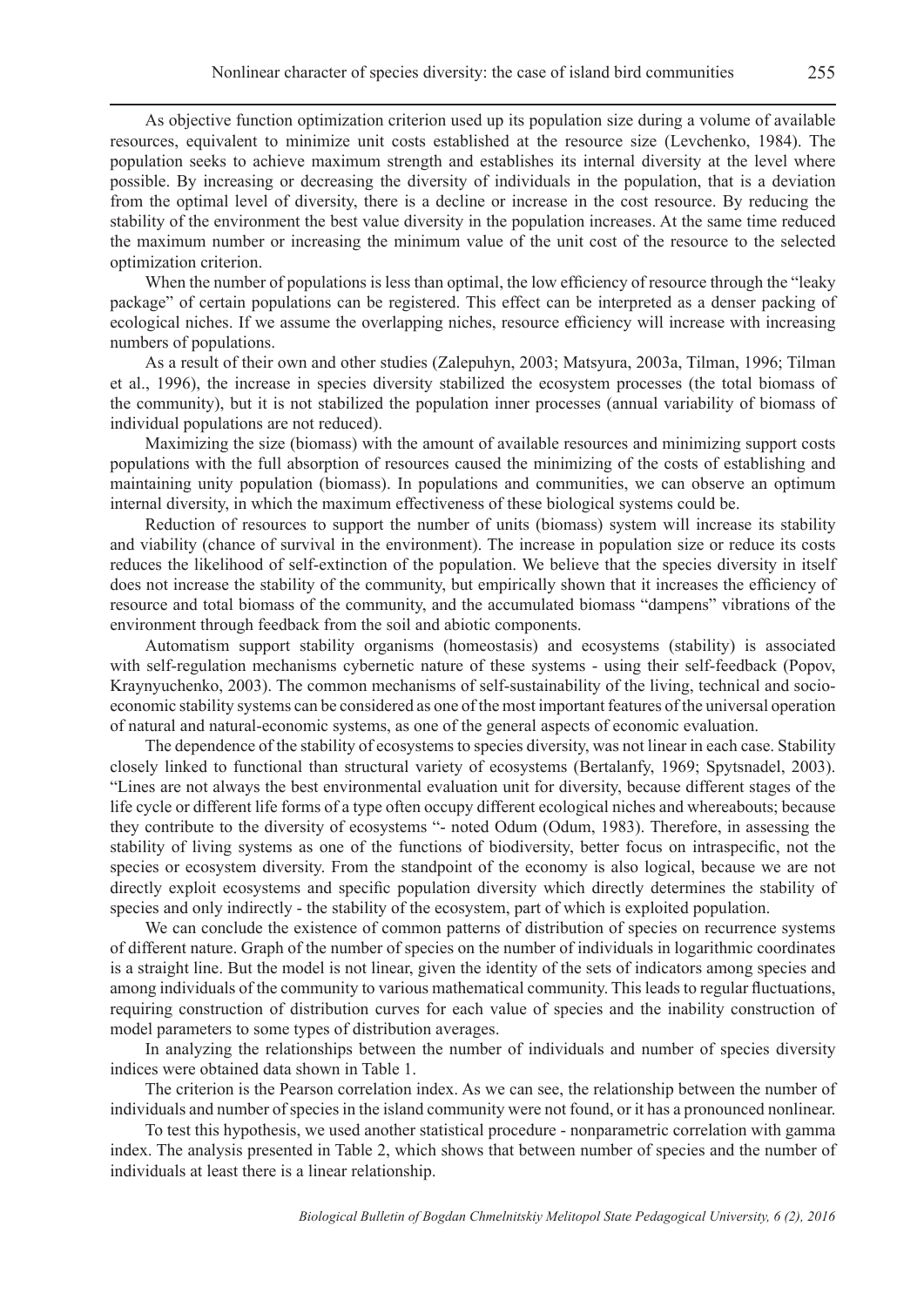As objective function optimization criterion used up its population size during a volume of available resources, equivalent to minimize unit costs established at the resource size (Levchenko, 1984). The population seeks to achieve maximum strength and establishes its internal diversity at the level where possible. By increasing or decreasing the diversity of individuals in the population, that is a deviation from the optimal level of diversity, there is a decline or increase in the cost resource. By reducing the stability of the environment the best value diversity in the population increases. At the same time reduced the maximum number or increasing the minimum value of the unit cost of the resource to the selected optimization criterion.

When the number of populations is less than optimal, the low efficiency of resource through the "leaky package" of certain populations can be registered. This effect can be interpreted as a denser packing of ecological niches. If we assume the overlapping niches, resource efficiency will increase with increasing numbers of populations.

As a result of their own and other studies (Zalepuhyn, 2003; Matsyura, 2003a, Tilman, 1996; Tilman et al., 1996), the increase in species diversity stabilized the ecosystem processes (the total biomass of the community), but it is not stabilized the population inner processes (annual variability of biomass of individual populations are not reduced).

Maximizing the size (biomass) with the amount of available resources and minimizing support costs populations with the full absorption of resources caused the minimizing of the costs of establishing and maintaining unity population (biomass). In populations and communities, we can observe an optimum internal diversity, in which the maximum effectiveness of these biological systems could be.

Reduction of resources to support the number of units (biomass) system will increase its stability and viability (chance of survival in the environment). The increase in population size or reduce its costs reduces the likelihood of self-extinction of the population. We believe that the species diversity in itself does not increase the stability of the community, but empirically shown that it increases the efficiency of resource and total biomass of the community, and the accumulated biomass "dampens" vibrations of the environment through feedback from the soil and abiotic components.

Automatism support stability organisms (homeostasis) and ecosystems (stability) is associated with self-regulation mechanisms cybernetic nature of these systems - using their self-feedback (Popov, Kraynyuchenko, 2003). The common mechanisms of self-sustainability of the living, technical and socio-economic stability systems can be considered as one of the most important features of the universal operation of natural and natural-economic systems, as one of the general aspects of economic evaluation.

The dependence of the stability of ecosystems to species diversity, was not linear in each case. Stability closely linked to functional than structural variety of ecosystems (Bertalanfy, 1969; Spytsnadel, 2003). "Lines are not always the best environmental evaluation unit for diversity, because different stages of the life cycle or different life forms of a type often occupy different ecological niches and whereabouts; because they contribute to the diversity of ecosystems "- noted Odum (Odum, 1983). Therefore, in assessing the stability of living systems as one of the functions of biodiversity, better focus on intraspecific, not the species or ecosystem diversity. From the standpoint of the economy is also logical, because we are not directly exploit ecosystems and specific population diversity which directly determines the stability of species and only indirectly - the stability of the ecosystem, part of which is exploited population.

We can conclude the existence of common patterns of distribution of species on recurrence systems of different nature. Graph of the number of species on the number of individuals in logarithmic coordinates is a straight line. But the model is not linear, given the identity of the sets of indicators among species and among individuals of the community to various mathematical community. This leads to regular fluctuations, requiring construction of distribution curves for each value of species and the inability construction of model parameters to some types of distribution averages.

In analyzing the relationships between the number of individuals and number of species diversity indices were obtained data shown in Table 1.

The criterion is the Pearson correlation index. As we can see, the relationship between the number of individuals and number of species in the island community were not found, or it has a pronounced nonlinear.

To test this hypothesis, we used another statistical procedure - nonparametric correlation with gamma index. The analysis presented in Table 2, which shows that between number of species and the number of individuals at least there is a linear relationship.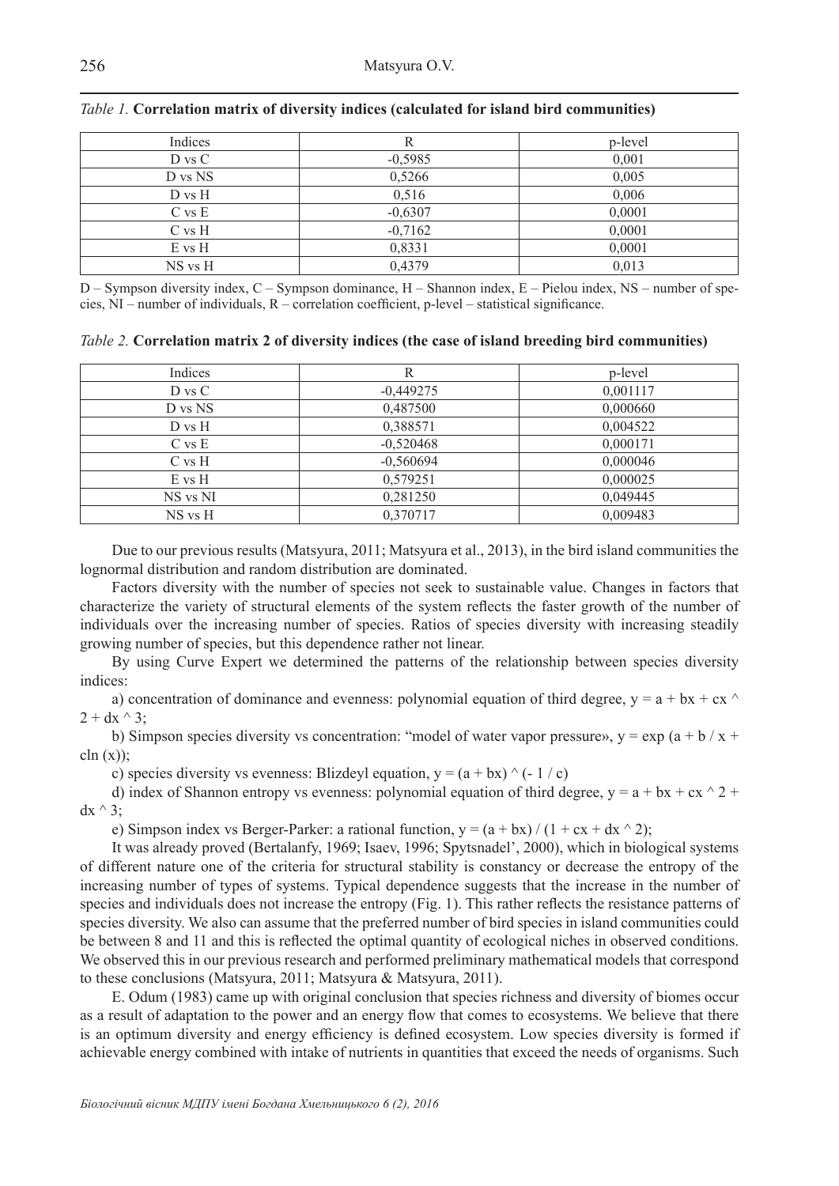*Table 1.* **Correlation matrix of diversity indices (calculated for island bird communities)**

| Indices | R | p-level |
|---|---|---|
| D vs C | -0,5985 | 0,001 |
| D vs NS | 0,5266 | 0,005 |
| D vs H | 0,516 | 0,006 |
| C vs E | -0,6307 | 0,0001 |
| C vs H | -0,7162 | 0,0001 |
| E vs H | 0,8331 | 0,0001 |
| NS vs H | 0,4379 | 0,013 |

D – Sympson diversity index, C – Sympson dominance, H – Shannon index, E – Pielou index, NS – number of species, NI – number of individuals, R – correlation coefficient, p-level – statistical significance.

*Table 2.* **Correlation matrix 2 of diversity indices (the case of island breeding bird communities)**

| Indices | R | p-level |
|---|---|---|
| D vs C | -0,449275 | 0,001117 |
| D vs NS | 0,487500 | 0,000660 |
| D vs H | 0,388571 | 0,004522 |
| C vs E | -0,520468 | 0,000171 |
| C vs H | -0,560694 | 0,000046 |
| E vs H | 0,579251 | 0,000025 |
| NS vs NI | 0,281250 | 0,049445 |
| NS vs H | 0,370717 | 0,009483 |

Due to our previous results (Matsyura, 2011; Matsyura et al., 2013), in the bird island communities the lognormal distribution and random distribution are dominated.

Factors diversity with the number of species not seek to sustainable value. Changes in factors that characterize the variety of structural elements of the system reflects the faster growth of the number of individuals over the increasing number of species. Ratios of species diversity with increasing steadily growing number of species, but this dependence rather not linear.

By using Curve Expert we determined the patterns of the relationship between species diversity indices:

a) concentration of dominance and evenness: polynomial equation of third degree, $y = a + bx + cx^2 + dx^3$;

b) Simpson species diversity vs concentration: "model of water vapor pressure», $y = \exp(a + b / x + c\ln(x))$;

c) species diversity vs evenness: Blizdeyl equation, $y = (a + bx)^{(-1/c)}$

d) index of Shannon entropy vs evenness: polynomial equation of third degree, $y = a + bx + cx^2 + dx^3$;

e) Simpson index vs Berger-Parker: a rational function, $y = (a + bx) / (1 + cx + dx^2)$;

It was already proved (Bertalanfy, 1969; Isaev, 1996; Spytsnadel', 2000), which in biological systems of different nature one of the criteria for structural stability is constancy or decrease the entropy of the increasing number of types of systems. Typical dependence suggests that the increase in the number of species and individuals does not increase the entropy (Fig. 1). This rather reflects the resistance patterns of species diversity. We also can assume that the preferred number of bird species in island communities could be between 8 and 11 and this is reflected the optimal quantity of ecological niches in observed conditions. We observed this in our previous research and performed preliminary mathematical models that correspond to these conclusions (Matsyura, 2011; Matsyura & Matsyura, 2011).

E. Odum (1983) came up with original conclusion that species richness and diversity of biomes occur as a result of adaptation to the power and an energy flow that comes to ecosystems. We believe that there is an optimum diversity and energy efficiency is defined ecosystem. Low species diversity is formed if achievable energy combined with intake of nutrients in quantities that exceed the needs of organisms. Such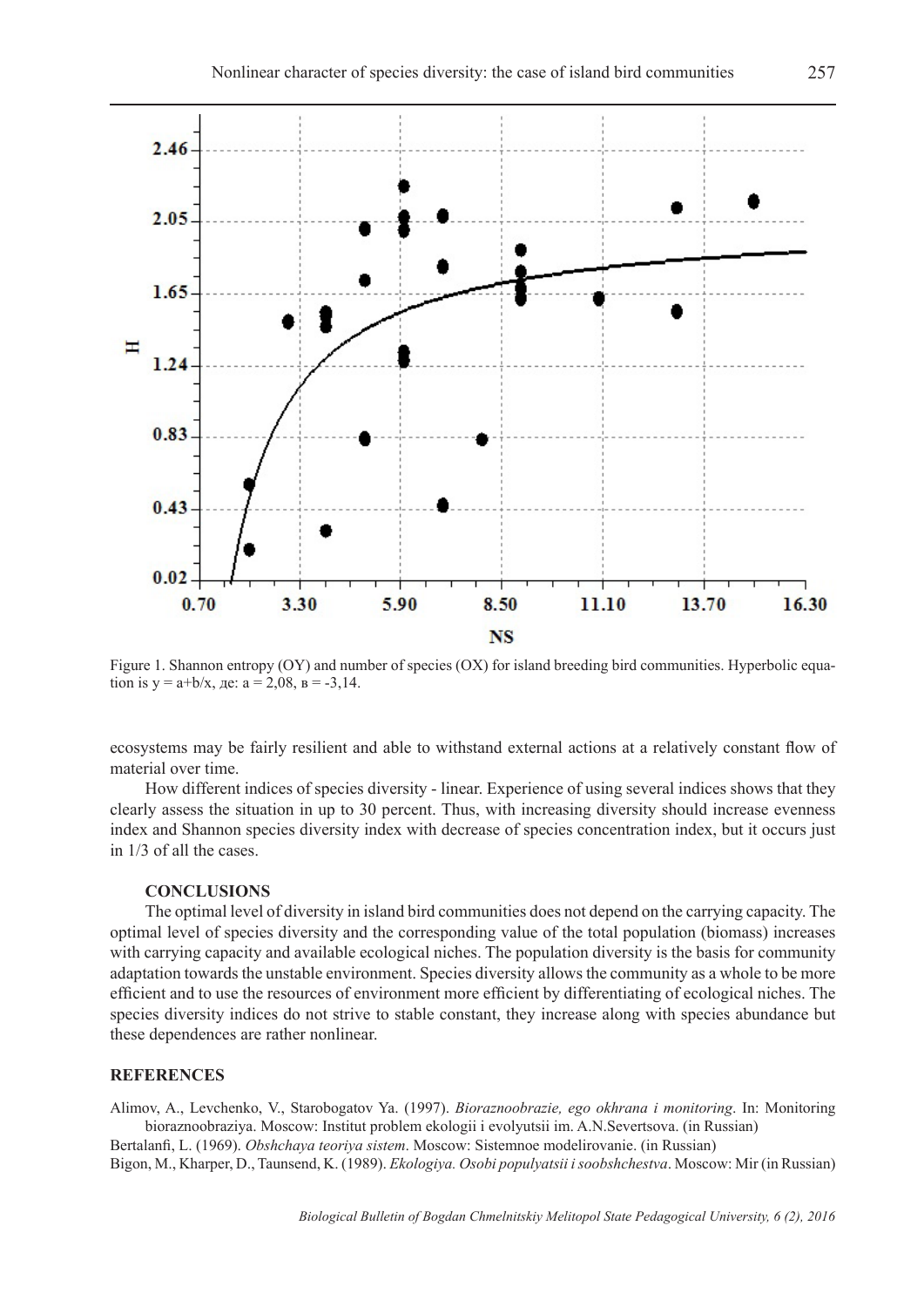Figure 1. Shannon entropy (OY) and number of species (OX) for island breeding bird communities. Hyperbolic equation is $y = a+b/x$, де: $a = 2{,}08$, $в = -3{,}14$.

ecosystems may be fairly resilient and able to withstand external actions at a relatively constant flow of material over time.

How different indices of species diversity - linear. Experience of using several indices shows that they clearly assess the situation in up to 30 percent. Thus, with increasing diversity should increase evenness index and Shannon species diversity index with decrease of species concentration index, but it occurs just in 1/3 of all the cases.

### CONCLUSIONS

The optimal level of diversity in island bird communities does not depend on the carrying capacity. The optimal level of species diversity and the corresponding value of the total population (biomass) increases with carrying capacity and available ecological niches. The population diversity is the basis for community adaptation towards the unstable environment. Species diversity allows the community as a whole to be more efficient and to use the resources of environment more efficient by differentiating of ecological niches. The species diversity indices do not strive to stable constant, they increase along with species abundance but these dependences are rather nonlinear.

## REFERENCES

Alimov, A., Levchenko, V., Starobogatov Ya. (1997). *Bioraznoobrazie, ego okhrana i monitoring*. In: Monitoring bioraznoobraziya. Moscow: Institut problem ekologii i evolyutsii im. A.N.Severtsova. (in Russian)

Bertalanfi, L. (1969). *Obshchaya teoriya sistem*. Moscow: Sistemnoe modelirovanie. (in Russian)

Bigon, M., Kharper, D., Taunsend, K. (1989). *Ekologiya. Osobi populyatsii i soobshchestva*. Moscow: Mir (in Russian)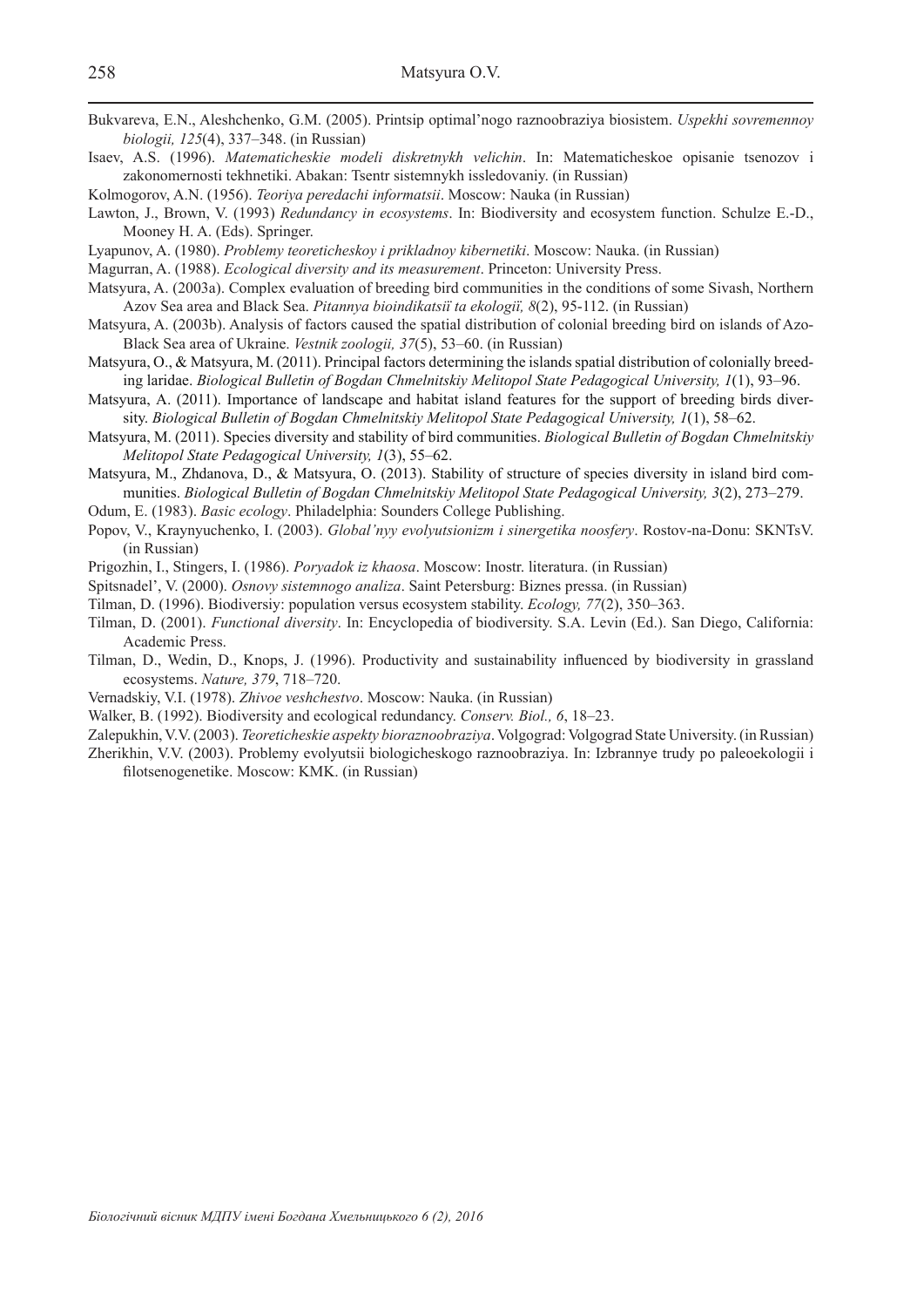Bukvareva, E.N., Aleshchenko, G.M. (2005). Printsip optimal'nogo raznoobraziya biosistem. *Uspekhi sovremennoy biologii, 125*(4), 337–348. (in Russian)

Isaev, A.S. (1996). *Matematicheskie modeli diskretnykh velichin*. In: Matematicheskoe opisanie tsenozov i zakonomernosti tekhnetiki. Abakan: Tsentr sistemnykh issledovaniy. (in Russian)

Kolmogorov, A.N. (1956). *Teoriya peredachi informatsii*. Moscow: Nauka (in Russian)

Lawton, J., Brown, V. (1993) *Redundancy in ecosystems*. In: Biodiversity and ecosystem function. Schulze E.-D., Mooney H. A. (Eds). Springer.

Lyapunov, A. (1980). *Problemy teoreticheskoy i prikladnoy kibernetiki*. Moscow: Nauka. (in Russian)

Magurran, A. (1988). *Ecological diversity and its measurement*. Princeton: University Press.

Matsyura, A. (2003a). Complex evaluation of breeding bird communities in the conditions of some Sivash, Northern Azov Sea area and Black Sea. *Pitannya bioindikatsiї ta ekologiї, 8*(2), 95-112. (in Russian)

Matsyura, A. (2003b). Analysis of factors caused the spatial distribution of colonial breeding bird on islands of Azo-Black Sea area of Ukraine. *Vestnik zoologii, 37*(5), 53–60. (in Russian)

Matsyura, O., & Matsyura, M. (2011). Principal factors determining the islands spatial distribution of colonially breeding laridae. *Biological Bulletin of Bogdan Chmelnitskiy Melitopol State Pedagogical University, 1*(1), 93–96.

Matsyura, A. (2011). Importance of landscape and habitat island features for the support of breeding birds diversity. *Biological Bulletin of Bogdan Chmelnitskiy Melitopol State Pedagogical University, 1*(1), 58–62.

Matsyura, M. (2011). Species diversity and stability of bird communities. *Biological Bulletin of Bogdan Chmelnitskiy Melitopol State Pedagogical University, 1*(3), 55–62.

Matsyura, M., Zhdanova, D., & Matsyura, O. (2013). Stability of structure of species diversity in island bird communities. *Biological Bulletin of Bogdan Chmelnitskiy Melitopol State Pedagogical University, 3*(2), 273–279.

Odum, E. (1983). *Basic ecology*. Philadelphia: Sounders College Publishing.

Popov, V., Kraynyuchenko, I. (2003). *Global'nyy evolyutsionizm i sinergetika noosfery*. Rostov-na-Donu: SKNTsV. (in Russian)

Prigozhin, I., Stingers, I. (1986). *Poryadok iz khaosa*. Moscow: Inostr. literatura. (in Russian)

Spitsnadel', V. (2000). *Osnovy sistemnogo analiza*. Saint Petersburg: Biznes pressa. (in Russian)

Tilman, D. (1996). Biodiversiy: population versus ecosystem stability. *Ecology, 77*(2), 350–363.

Tilman, D. (2001). *Functional diversity*. In: Encyclopedia of biodiversity. S.A. Levin (Ed.). San Diego, California: Academic Press.

Tilman, D., Wedin, D., Knops, J. (1996). Productivity and sustainability influenced by biodiversity in grassland ecosystems. *Nature, 379*, 718–720.

Vernadskiy, V.I. (1978). *Zhivoe veshchestvo*. Moscow: Nauka. (in Russian)

Walker, B. (1992). Biodiversity and ecological redundancy. *Conserv. Biol., 6*, 18–23.

Zalepukhin, V.V. (2003). *Teoreticheskie aspekty bioraznoobraziya*. Volgograd: Volgograd State University. (in Russian)

Zherikhin, V.V. (2003). Problemy evolyutsii biologicheskogo raznoobraziya. In: Izbrannye trudy po paleoekologii i filotsenogenetike. Moscow: KMK. (in Russian)